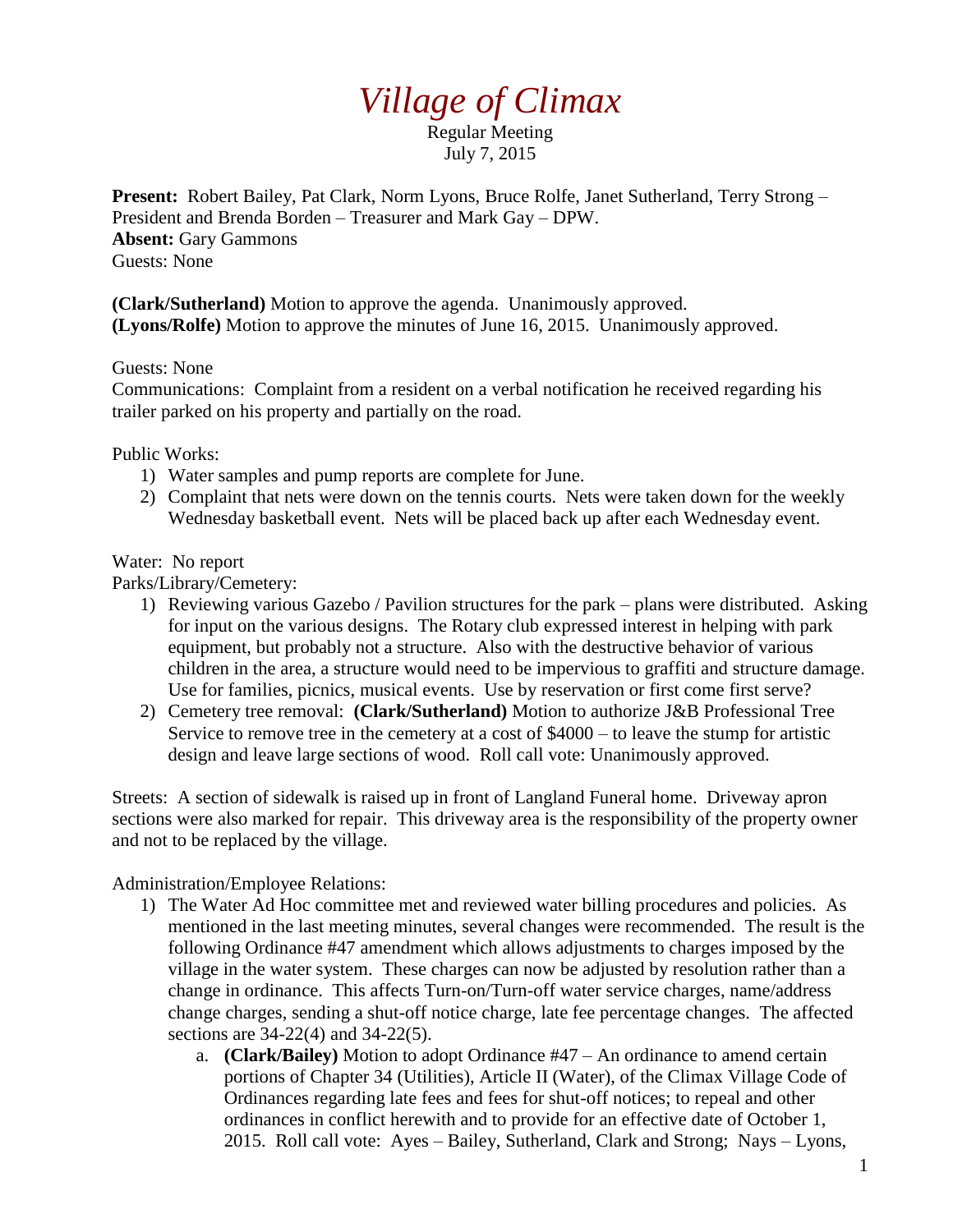# *Village of Climax*

Regular Meeting
July 7, 2015

**Present:** Robert Bailey, Pat Clark, Norm Lyons, Bruce Rolfe, Janet Sutherland, Terry Strong – President and Brenda Borden – Treasurer and Mark Gay – DPW.
**Absent:** Gary Gammons
Guests: None

**(Clark/Sutherland)** Motion to approve the agenda. Unanimously approved.
**(Lyons/Rolfe)** Motion to approve the minutes of June 16, 2015. Unanimously approved.

Guests: None
Communications: Complaint from a resident on a verbal notification he received regarding his trailer parked on his property and partially on the road.

Public Works:

1) Water samples and pump reports are complete for June.
2) Complaint that nets were down on the tennis courts. Nets were taken down for the weekly Wednesday basketball event. Nets will be placed back up after each Wednesday event.

Water: No report
Parks/Library/Cemetery:

1) Reviewing various Gazebo / Pavilion structures for the park – plans were distributed. Asking for input on the various designs. The Rotary club expressed interest in helping with park equipment, but probably not a structure. Also with the destructive behavior of various children in the area, a structure would need to be impervious to graffiti and structure damage. Use for families, picnics, musical events. Use by reservation or first come first serve?
2) Cemetery tree removal: **(Clark/Sutherland)** Motion to authorize J&B Professional Tree Service to remove tree in the cemetery at a cost of $4000 – to leave the stump for artistic design and leave large sections of wood. Roll call vote: Unanimously approved.

Streets: A section of sidewalk is raised up in front of Langland Funeral home. Driveway apron sections were also marked for repair. This driveway area is the responsibility of the property owner and not to be replaced by the village.

Administration/Employee Relations:

1) The Water Ad Hoc committee met and reviewed water billing procedures and policies. As mentioned in the last meeting minutes, several changes were recommended. The result is the following Ordinance #47 amendment which allows adjustments to charges imposed by the village in the water system. These charges can now be adjusted by resolution rather than a change in ordinance. This affects Turn-on/Turn-off water service charges, name/address change charges, sending a shut-off notice charge, late fee percentage changes. The affected sections are 34-22(4) and 34-22(5).
   a. **(Clark/Bailey)** Motion to adopt Ordinance #47 – An ordinance to amend certain portions of Chapter 34 (Utilities), Article II (Water), of the Climax Village Code of Ordinances regarding late fees and fees for shut-off notices; to repeal and other ordinances in conflict herewith and to provide for an effective date of October 1, 2015. Roll call vote: Ayes – Bailey, Sutherland, Clark and Strong; Nays – Lyons,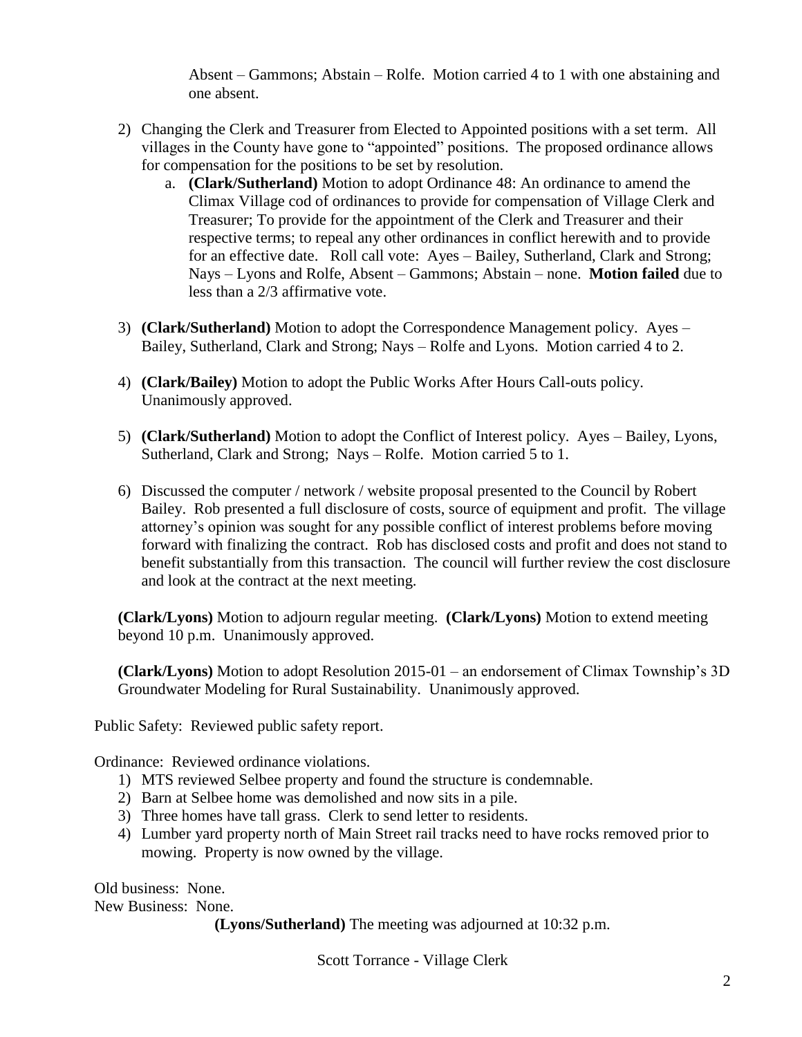Absent – Gammons; Abstain – Rolfe. Motion carried 4 to 1 with one abstaining and one absent.

2) Changing the Clerk and Treasurer from Elected to Appointed positions with a set term. All villages in the County have gone to "appointed" positions. The proposed ordinance allows for compensation for the positions to be set by resolution.
   a. **(Clark/Sutherland)** Motion to adopt Ordinance 48: An ordinance to amend the Climax Village cod of ordinances to provide for compensation of Village Clerk and Treasurer; To provide for the appointment of the Clerk and Treasurer and their respective terms; to repeal any other ordinances in conflict herewith and to provide for an effective date. Roll call vote: Ayes – Bailey, Sutherland, Clark and Strong; Nays – Lyons and Rolfe, Absent – Gammons; Abstain – none. **Motion failed** due to less than a 2/3 affirmative vote.

3) **(Clark/Sutherland)** Motion to adopt the Correspondence Management policy. Ayes – Bailey, Sutherland, Clark and Strong; Nays – Rolfe and Lyons. Motion carried 4 to 2.

4) **(Clark/Bailey)** Motion to adopt the Public Works After Hours Call-outs policy. Unanimously approved.

5) **(Clark/Sutherland)** Motion to adopt the Conflict of Interest policy. Ayes – Bailey, Lyons, Sutherland, Clark and Strong; Nays – Rolfe. Motion carried 5 to 1.

6) Discussed the computer / network / website proposal presented to the Council by Robert Bailey. Rob presented a full disclosure of costs, source of equipment and profit. The village attorney's opinion was sought for any possible conflict of interest problems before moving forward with finalizing the contract. Rob has disclosed costs and profit and does not stand to benefit substantially from this transaction. The council will further review the cost disclosure and look at the contract at the next meeting.

**(Clark/Lyons)** Motion to adjourn regular meeting. **(Clark/Lyons)** Motion to extend meeting beyond 10 p.m. Unanimously approved.

**(Clark/Lyons)** Motion to adopt Resolution 2015-01 – an endorsement of Climax Township's 3D Groundwater Modeling for Rural Sustainability. Unanimously approved.

Public Safety: Reviewed public safety report.

Ordinance: Reviewed ordinance violations.

1) MTS reviewed Selbee property and found the structure is condemnable.
2) Barn at Selbee home was demolished and now sits in a pile.
3) Three homes have tall grass. Clerk to send letter to residents.
4) Lumber yard property north of Main Street rail tracks need to have rocks removed prior to mowing. Property is now owned by the village.

Old business: None.
New Business: None.

**(Lyons/Sutherland)** The meeting was adjourned at 10:32 p.m.

Scott Torrance - Village Clerk